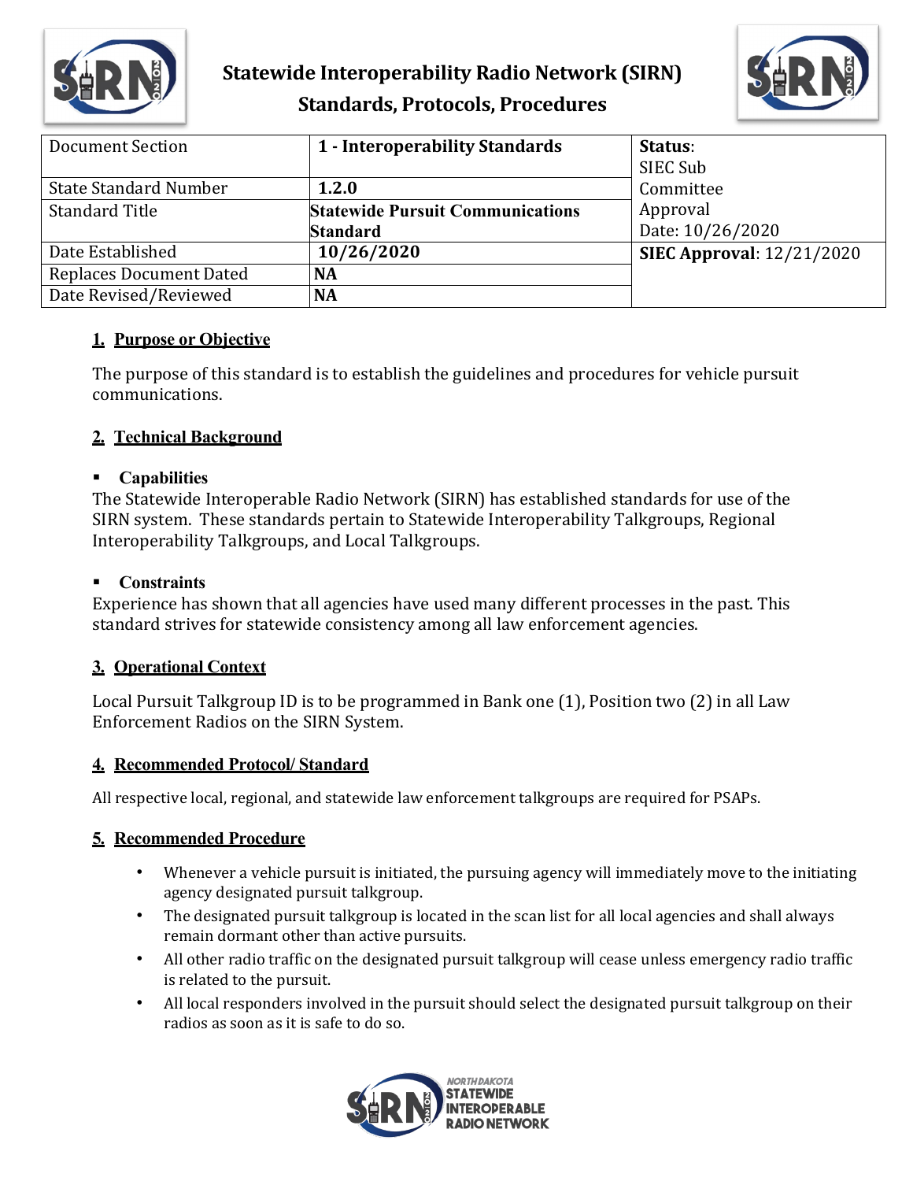# Statewide Interoperability Radio Network (SIRN) Standards, Protocols, Procedures

| Document Section | **1 - Interoperability Standards** | **Status**: SIEC Sub Committee Approval Date: 10/26/2020 |
|---|---|---|
| State Standard Number | **1.2.0** | |
| Standard Title | **Statewide Pursuit Communications Standard** | |
| Date Established | **10/26/2020** | **SIEC Approval**: 12/21/2020 |
| Replaces Document Dated | **NA** | |
| Date Revised/Reviewed | **NA** | |

## 1. Purpose or Objective

The purpose of this standard is to establish the guidelines and procedures for vehicle pursuit communications.

## 2. Technical Background

- **Capabilities**

The Statewide Interoperable Radio Network (SIRN) has established standards for use of the SIRN system. These standards pertain to Statewide Interoperability Talkgroups, Regional Interoperability Talkgroups, and Local Talkgroups.

- **Constraints**

Experience has shown that all agencies have used many different processes in the past. This standard strives for statewide consistency among all law enforcement agencies.

## 3. Operational Context

Local Pursuit Talkgroup ID is to be programmed in Bank one (1), Position two (2) in all Law Enforcement Radios on the SIRN System.

## 4. Recommended Protocol/ Standard

All respective local, regional, and statewide law enforcement talkgroups are required for PSAPs.

## 5. Recommended Procedure

- Whenever a vehicle pursuit is initiated, the pursuing agency will immediately move to the initiating agency designated pursuit talkgroup.
- The designated pursuit talkgroup is located in the scan list for all local agencies and shall always remain dormant other than active pursuits.
- All other radio traffic on the designated pursuit talkgroup will cease unless emergency radio traffic is related to the pursuit.
- All local responders involved in the pursuit should select the designated pursuit talkgroup on their radios as soon as it is safe to do so.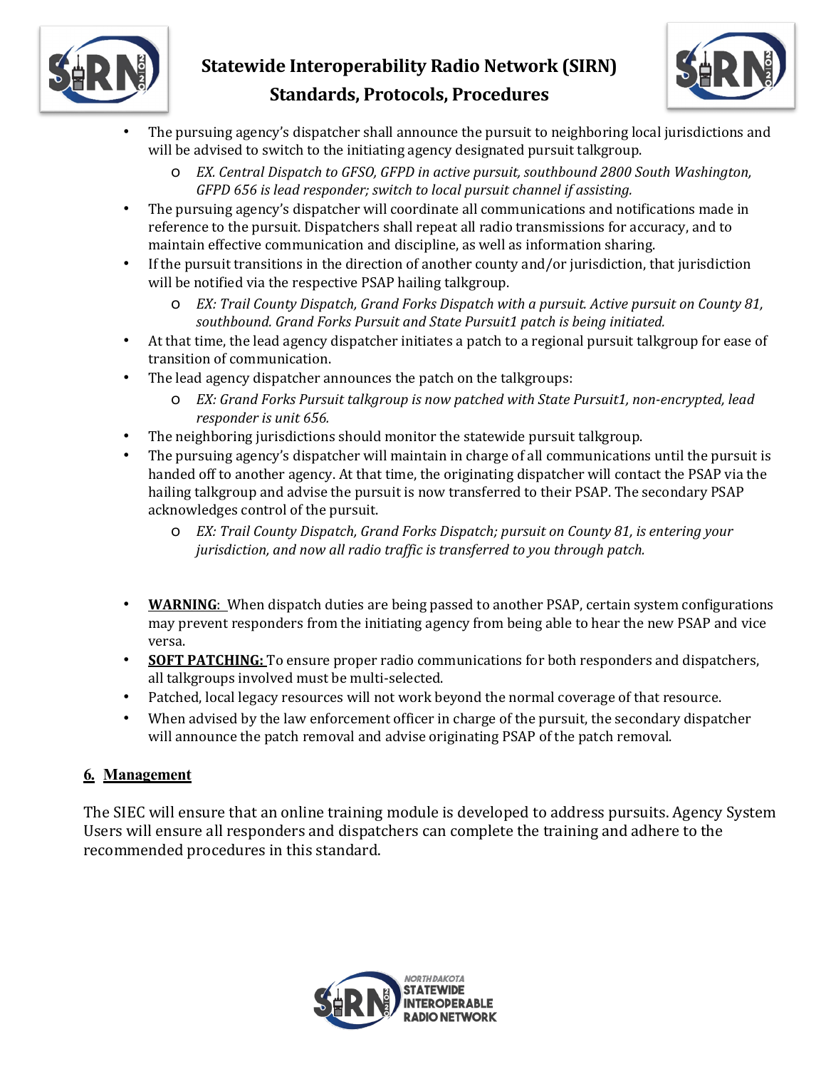- The pursuing agency's dispatcher shall announce the pursuit to neighboring local jurisdictions and will be advised to switch to the initiating agency designated pursuit talkgroup.
  - *EX. Central Dispatch to GFSO, GFPD in active pursuit, southbound 2800 South Washington, GFPD 656 is lead responder; switch to local pursuit channel if assisting.*
- The pursuing agency's dispatcher will coordinate all communications and notifications made in reference to the pursuit. Dispatchers shall repeat all radio transmissions for accuracy, and to maintain effective communication and discipline, as well as information sharing.
- If the pursuit transitions in the direction of another county and/or jurisdiction, that jurisdiction will be notified via the respective PSAP hailing talkgroup.
  - *EX: Trail County Dispatch, Grand Forks Dispatch with a pursuit. Active pursuit on County 81, southbound. Grand Forks Pursuit and State Pursuit1 patch is being initiated.*
- At that time, the lead agency dispatcher initiates a patch to a regional pursuit talkgroup for ease of transition of communication.
- The lead agency dispatcher announces the patch on the talkgroups:
  - *EX: Grand Forks Pursuit talkgroup is now patched with State Pursuit1, non-encrypted, lead responder is unit 656.*
- The neighboring jurisdictions should monitor the statewide pursuit talkgroup.
- The pursuing agency's dispatcher will maintain in charge of all communications until the pursuit is handed off to another agency. At that time, the originating dispatcher will contact the PSAP via the hailing talkgroup and advise the pursuit is now transferred to their PSAP. The secondary PSAP acknowledges control of the pursuit.
  - *EX: Trail County Dispatch, Grand Forks Dispatch; pursuit on County 81, is entering your jurisdiction, and now all radio traffic is transferred to you through patch.*

- **WARNING**: When dispatch duties are being passed to another PSAP, certain system configurations may prevent responders from the initiating agency from being able to hear the new PSAP and vice versa.
- **SOFT PATCHING:** To ensure proper radio communications for both responders and dispatchers, all talkgroups involved must be multi-selected.
- Patched, local legacy resources will not work beyond the normal coverage of that resource.
- When advised by the law enforcement officer in charge of the pursuit, the secondary dispatcher will announce the patch removal and advise originating PSAP of the patch removal.

## 6. Management

The SIEC will ensure that an online training module is developed to address pursuits. Agency System Users will ensure all responders and dispatchers can complete the training and adhere to the recommended procedures in this standard.